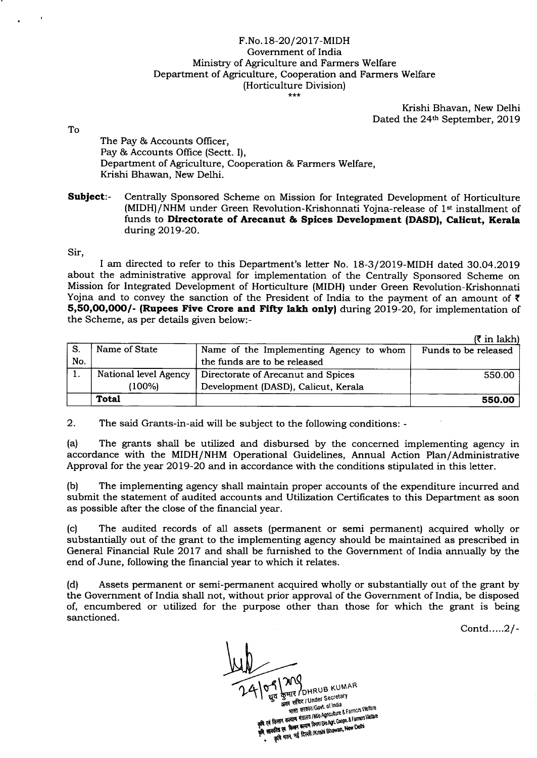F.No.18-20/2017-MIDH
Government of India
Ministry of Agriculture and Farmers Welfare
Department of Agriculture, Cooperation and Farmers Welfare
(Horticulture Division)
\*\*\*

Krishi Bhavan, New Delhi
Dated the 24th September, 2019

To

The Pay & Accounts Officer,
Pay & Accounts Office (Sectt. I),
Department of Agriculture, Cooperation & Farmers Welfare,
Krishi Bhavan, New Delhi.

**Subject**:- Centrally Sponsored Scheme on Mission for Integrated Development of Horticulture (MIDH)/NHM under Green Revolution-Krishonnati Yojna-release of 1st installment of funds to **Directorate of Arecanut & Spices Development (DASD), Calicut, Kerala** during 2019-20.

Sir,

I am directed to refer to this Department's letter No. 18-3/2019-MIDH dated 30.04.2019 about the administrative approval for implementation of the Centrally Sponsored Scheme on Mission for Integrated Development of Horticulture (MIDH) under Green Revolution-Krishonnati Yojna and to convey the sanction of the President of India to the payment of an amount of ₹ **5,50,00,000/- (Rupees Five Crore and Fifty lakh only)** during 2019-20, for implementation of the Scheme, as per details given below:-

(₹ in lakh)

| S. No. | Name of State | Name of the Implementing Agency to whom the funds are to be released | Funds to be released |
|---|---|---|---|
| 1. | National level Agency (100%) | Directorate of Arecanut and Spices Development (DASD), Calicut, Kerala | 550.00 |
| | **Total** | | **550.00** |

2. The said Grants-in-aid will be subject to the following conditions: -

(a) The grants shall be utilized and disbursed by the concerned implementing agency in accordance with the MIDH/NHM Operational Guidelines, Annual Action Plan/Administrative Approval for the year 2019-20 and in accordance with the conditions stipulated in this letter.

(b) The implementing agency shall maintain proper accounts of the expenditure incurred and submit the statement of audited accounts and Utilization Certificates to this Department as soon as possible after the close of the financial year.

(c) The audited records of all assets (permanent or semi permanent) acquired wholly or substantially out of the grant to the implementing agency should be maintained as prescribed in General Financial Rule 2017 and shall be furnished to the Government of India annually by the end of June, following the financial year to which it relates.

(d) Assets permanent or semi-permanent acquired wholly or substantially out of the grant by the Government of India shall not, without prior approval of the Government of India, be disposed of, encumbered or utilized for the purpose other than those for which the grant is being sanctioned.

Contd.....2/-

24/09/2019
ध्रुव कुमार / DHRUB KUMAR
अवर सचिव / Under Secretary
भारत सरकार / Govt. of India
कृषि एवं किसान कल्याण मंत्रालय / M/o Agriculture & Farmers Welfare
कृषि सहकारिता एवं किसान कल्याण विभाग / D/o Agri. Coopn. & Farmers Welfare
कृषि भवन, नई दिल्ली / Krishi Bhawan, New Delhi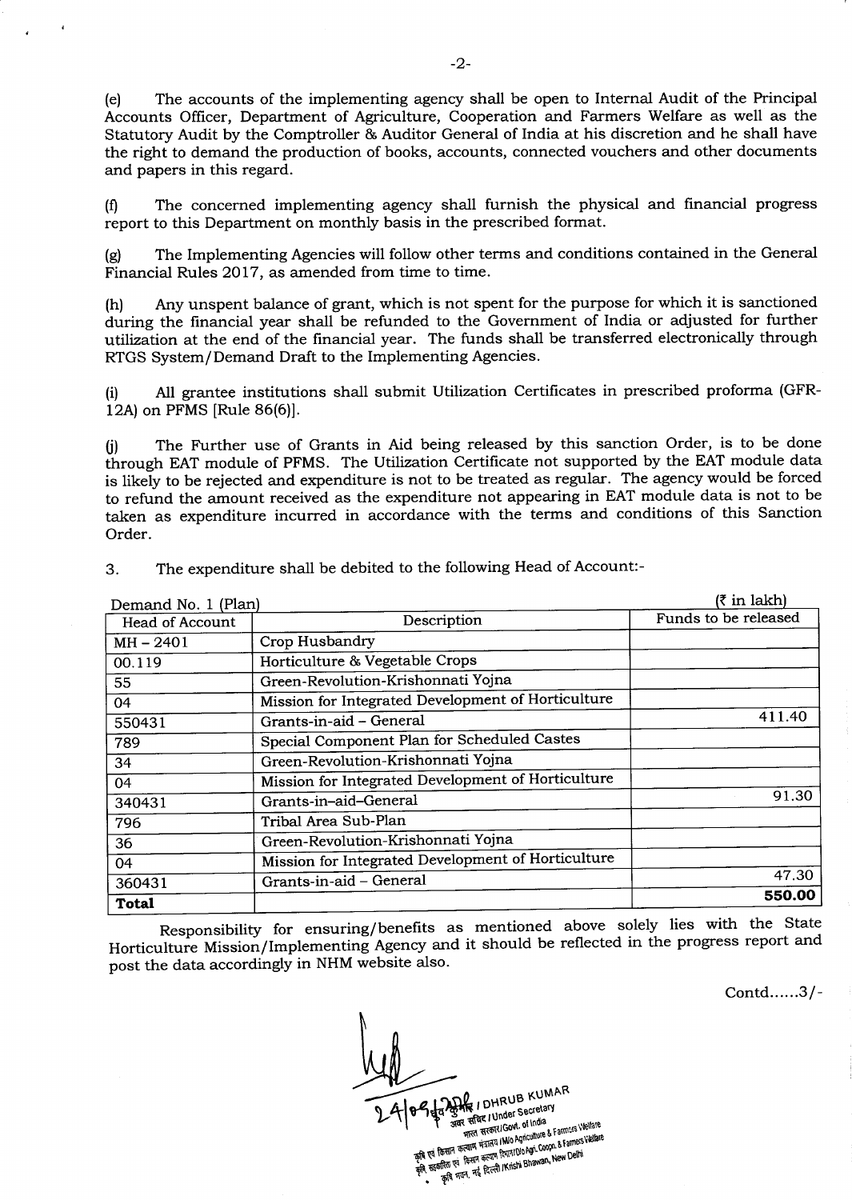(e) The accounts of the implementing agency shall be open to Internal Audit of the Principal Accounts Officer, Department of Agriculture, Cooperation and Farmers Welfare as well as the Statutory Audit by the Comptroller & Auditor General of India at his discretion and he shall have the right to demand the production of books, accounts, connected vouchers and other documents and papers in this regard.

(f) The concerned implementing agency shall furnish the physical and financial progress report to this Department on monthly basis in the prescribed format.

(g) The Implementing Agencies will follow other terms and conditions contained in the General Financial Rules 2017, as amended from time to time.

(h) Any unspent balance of grant, which is not spent for the purpose for which it is sanctioned during the financial year shall be refunded to the Government of India or adjusted for further utilization at the end of the financial year. The funds shall be transferred electronically through RTGS System/Demand Draft to the Implementing Agencies.

(i) All grantee institutions shall submit Utilization Certificates in prescribed proforma (GFR-12A) on PFMS [Rule 86(6)].

(j) The Further use of Grants in Aid being released by this sanction Order, is to be done through EAT module of PFMS. The Utilization Certificate not supported by the EAT module data is likely to be rejected and expenditure is not to be treated as regular. The agency would be forced to refund the amount received as the expenditure not appearing in EAT module data is not to be taken as expenditure incurred in accordance with the terms and conditions of this Sanction Order.

3. The expenditure shall be debited to the following Head of Account:-

Demand No. 1 (Plan) (₹ in lakh)

| Head of Account | Description | Funds to be released |
|---|---|---|
| MH – 2401 | Crop Husbandry | |
| 00.119 | Horticulture & Vegetable Crops | |
| 55 | Green-Revolution-Krishonnati Yojna | |
| 04 | Mission for Integrated Development of Horticulture | |
| 550431 | Grants-in-aid – General | 411.40 |
| 789 | Special Component Plan for Scheduled Castes | |
| 34 | Green-Revolution-Krishonnati Yojna | |
| 04 | Mission for Integrated Development of Horticulture | |
| 340431 | Grants-in–aid–General | 91.30 |
| 796 | Tribal Area Sub-Plan | |
| 36 | Green-Revolution-Krishonnati Yojna | |
| 04 | Mission for Integrated Development of Horticulture | |
| 360431 | Grants-in-aid – General | 47.30 |
| **Total** | | **550.00** |

Responsibility for ensuring/benefits as mentioned above solely lies with the State Horticulture Mission/Implementing Agency and it should be reflected in the progress report and post the data accordingly in NHM website also.

Contd......3/-

24/09/2020
ध्रुव कुमार / DHRUB KUMAR
अवर सचिव / Under Secretary
भारत सरकार/Govt. of India
कृषि एवं किसान कल्याण मंत्रालय / M/o Agriculture & Farmers Welfare
कृषि, सहकारिता एवं किसान कल्याण विभाग/D/o Agri. Coopn. & Farmers Welfare
कृषि भवन, नई दिल्ली / Krishi Bhawan, New Delhi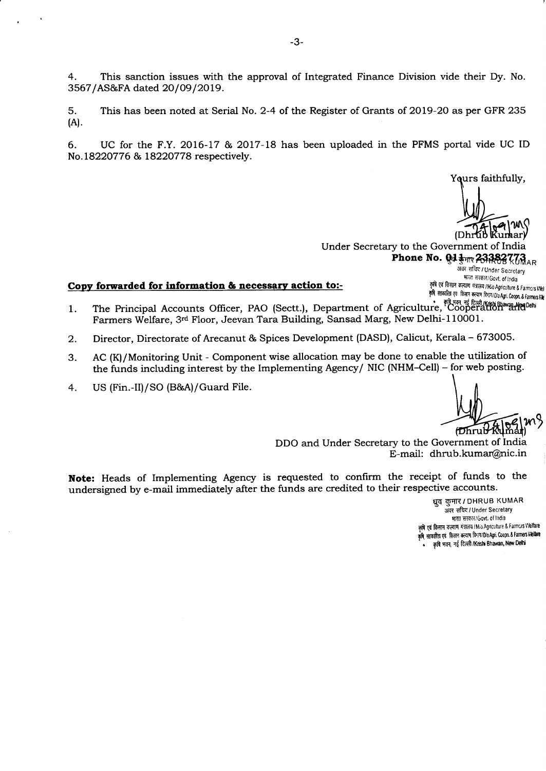4. This sanction issues with the approval of Integrated Finance Division vide their Dy. No. 3567/AS&FA dated 20/09/2019.

5. This has been noted at Serial No. 2-4 of the Register of Grants of 2019-20 as per GFR 235 (A).

6. UC for the F.Y. 2016-17 & 2017-18 has been uploaded in the PFMS portal vide UC ID No.18220776 & 18220778 respectively.

Yours faithfully,

(Dhrub Kumar)

24/09/2019

Under Secretary to the Government of India

**Phone No. 011-23382773**

**Copy forwarded for information & necessary action to:-**

1. The Principal Accounts Officer, PAO (Sectt.), Department of Agriculture, Cooperation and Farmers Welfare, 3rd Floor, Jeevan Tara Building, Sansad Marg, New Delhi-110001.
2. Director, Directorate of Arecanut & Spices Development (DASD), Calicut, Kerala – 673005.
3. AC (K)/Monitoring Unit - Component wise allocation may be done to enable the utilization of the funds including interest by the Implementing Agency/ NIC (NHM–Cell) – for web posting.
4. US (Fin.-II)/SO (B&A)/Guard File.

(Dhrub Kumar)

24/09/2019

DDO and Under Secretary to the Government of India

E-mail: dhrub.kumar@nic.in

**Note:** Heads of Implementing Agency is requested to confirm the receipt of funds to the undersigned by e-mail immediately after the funds are credited to their respective accounts.

ध्रुव कुमार / DHRUB KUMAR
अवर सचिव / Under Secretary
भारत सरकार/Govt. of India
कृषि एवं किसान कल्याण मंत्रालय /M/o Agriculture & Farmers Welfare
कृषि सहकारिता एवं किसान कल्याण विभाग/D/o Agri. Coopn. & Farmers Welfare
कृषि भवन, नई दिल्ली /Krishi Bhawan, New Delhi